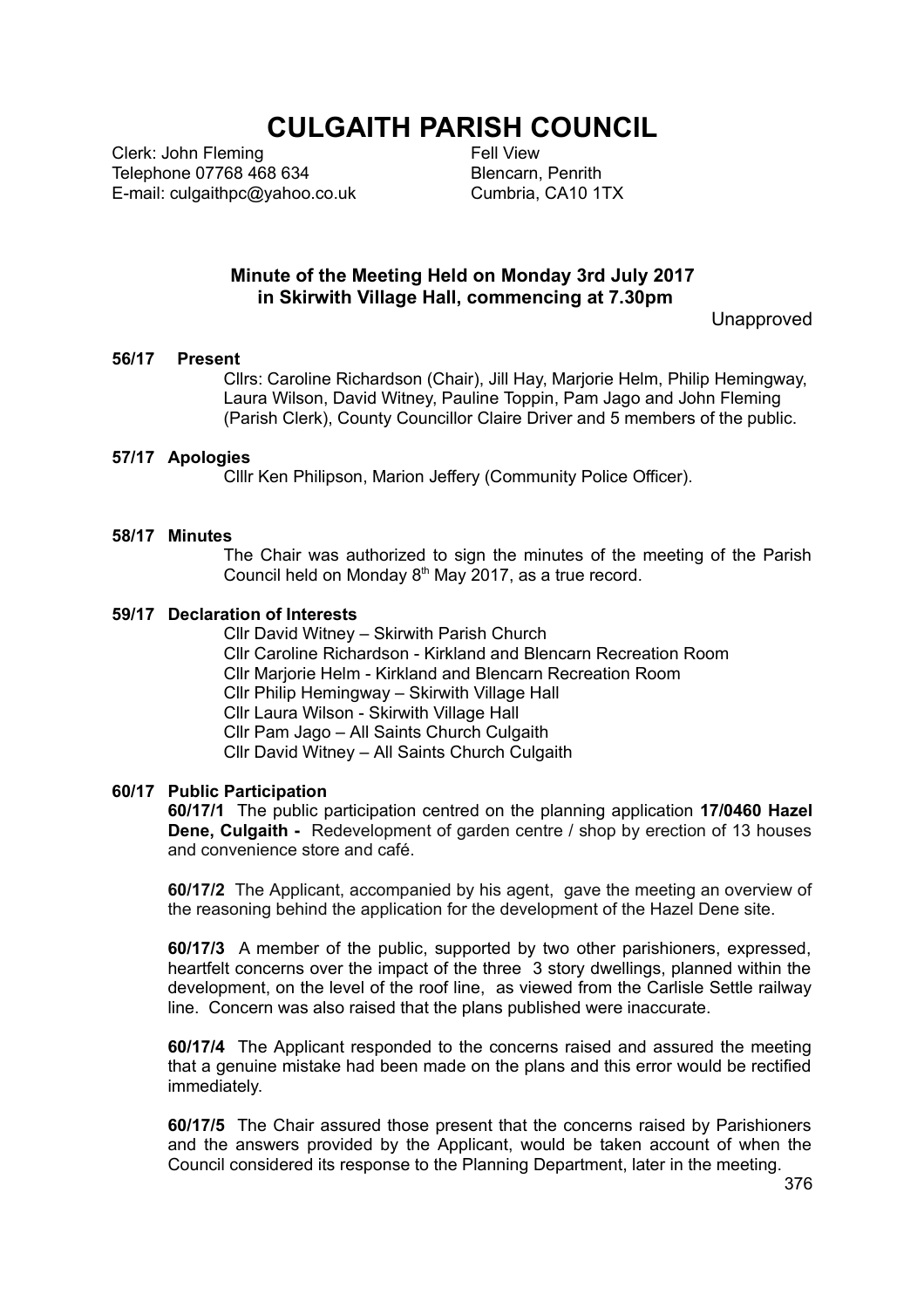# CULGAITH PARISH COUNCIL

Clerk: John Fleming
Telephone 07768 468 634
E-mail: culgaithpc@yahoo.co.uk

Fell View
Blencarn, Penrith
Cumbria, CA10 1TX

**Minute of the Meeting Held on Monday 3rd July 2017 in Skirwith Village Hall, commencing at 7.30pm**

Unapproved

**56/17 Present**

Cllrs: Caroline Richardson (Chair), Jill Hay, Marjorie Helm, Philip Hemingway, Laura Wilson, David Witney, Pauline Toppin, Pam Jago and John Fleming (Parish Clerk), County Councillor Claire Driver and 5 members of the public.

**57/17 Apologies**

Clllr Ken Philipson, Marion Jeffery (Community Police Officer).

**58/17 Minutes**

The Chair was authorized to sign the minutes of the meeting of the Parish Council held on Monday 8th May 2017, as a true record.

**59/17 Declaration of Interests**

Cllr David Witney – Skirwith Parish Church
Cllr Caroline Richardson - Kirkland and Blencarn Recreation Room
Cllr Marjorie Helm - Kirkland and Blencarn Recreation Room
Cllr Philip Hemingway – Skirwith Village Hall
Cllr Laura Wilson - Skirwith Village Hall
Cllr Pam Jago – All Saints Church Culgaith
Cllr David Witney – All Saints Church Culgaith

**60/17 Public Participation**

**60/17/1** The public participation centred on the planning application **17/0460 Hazel Dene, Culgaith -** Redevelopment of garden centre / shop by erection of 13 houses and convenience store and café.

**60/17/2** The Applicant, accompanied by his agent, gave the meeting an overview of the reasoning behind the application for the development of the Hazel Dene site.

**60/17/3** A member of the public, supported by two other parishioners, expressed, heartfelt concerns over the impact of the three 3 story dwellings, planned within the development, on the level of the roof line, as viewed from the Carlisle Settle railway line. Concern was also raised that the plans published were inaccurate.

**60/17/4** The Applicant responded to the concerns raised and assured the meeting that a genuine mistake had been made on the plans and this error would be rectified immediately.

**60/17/5** The Chair assured those present that the concerns raised by Parishioners and the answers provided by the Applicant, would be taken account of when the Council considered its response to the Planning Department, later in the meeting.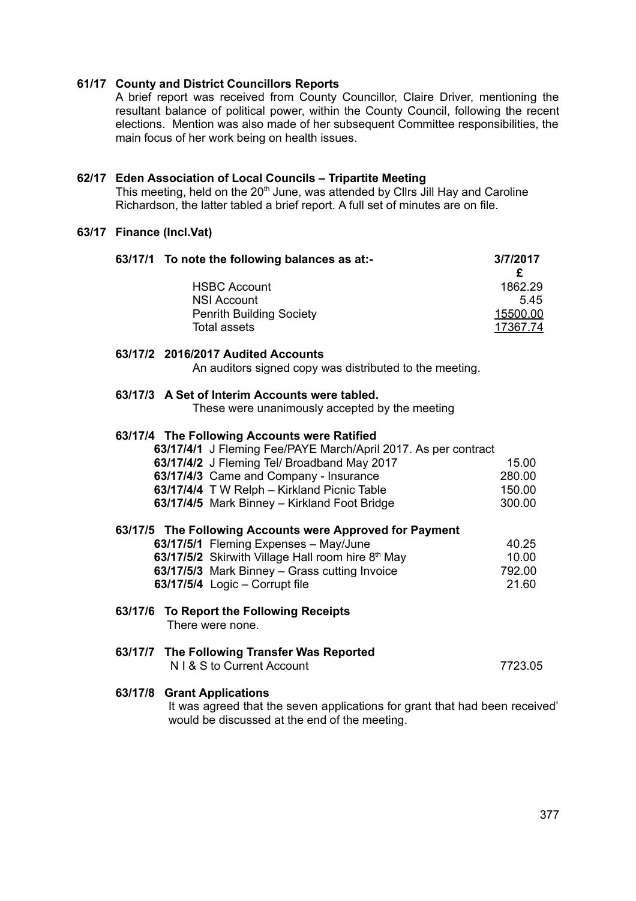### 61/17 County and District Councillors Reports

A brief report was received from County Councillor, Claire Driver, mentioning the resultant balance of political power, within the County Council, following the recent elections. Mention was also made of her subsequent Committee responsibilities, the main focus of her work being on health issues.

### 62/17 Eden Association of Local Councils – Tripartite Meeting

This meeting, held on the 20th June, was attended by Cllrs Jill Hay and Caroline Richardson, the latter tabled a brief report. A full set of minutes are on file.

### 63/17 Finance (Incl.Vat)

**63/17/1 To note the following balances as at:-**

| | 3/7/2017 £ |
|---|---|
| HSBC Account | 1862.29 |
| NSI Account | 5.45 |
| Penrith Building Society | 15500.00 |
| Total assets | 17367.74 |

**63/17/2 2016/2017 Audited Accounts**

An auditors signed copy was distributed to the meeting.

**63/17/3 A Set of Interim Accounts were tabled.**

These were unanimously accepted by the meeting

**63/17/4 The Following Accounts were Ratified**

| | |
|---|---|
| **63/17/4/1** J Fleming Fee/PAYE March/April 2017. As per contract | |
| **63/17/4/2** J Fleming Tel/ Broadband May 2017 | 15.00 |
| **63/17/4/3** Came and Company - Insurance | 280.00 |
| **63/17/4/4** T W Relph – Kirkland Picnic Table | 150.00 |
| **63/17/4/5** Mark Binney – Kirkland Foot Bridge | 300.00 |

**63/17/5 The Following Accounts were Approved for Payment**

| | |
|---|---|
| **63/17/5/1** Fleming Expenses – May/June | 40.25 |
| **63/17/5/2** Skirwith Village Hall room hire 8th May | 10.00 |
| **63/17/5/3** Mark Binney – Grass cutting Invoice | 792.00 |
| **63/17/5/4** Logic – Corrupt file | 21.60 |

**63/17/6 To Report the Following Receipts**

There were none.

**63/17/7 The Following Transfer Was Reported**

N I & S to Current Account 7723.05

**63/17/8 Grant Applications**

It was agreed that the seven applications for grant that had been received' would be discussed at the end of the meeting.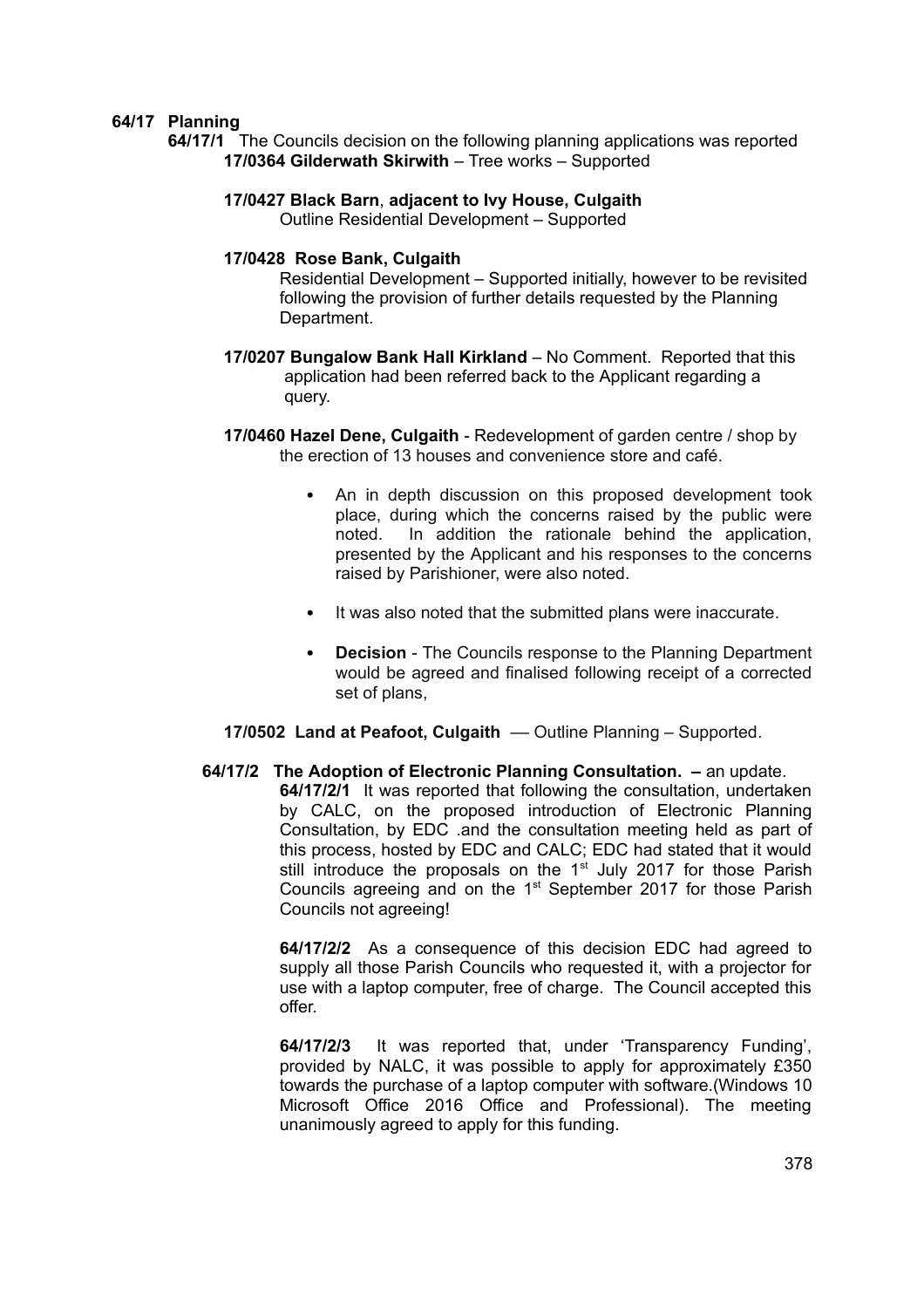## 64/17 Planning

**64/17/1** The Councils decision on the following planning applications was reported

**17/0364 Gilderwath Skirwith** – Tree works – Supported

**17/0427 Black Barn**, **adjacent to Ivy House, Culgaith**
Outline Residential Development – Supported

**17/0428 Rose Bank, Culgaith**
Residential Development – Supported initially, however to be revisited following the provision of further details requested by the Planning Department.

**17/0207 Bungalow Bank Hall Kirkland** – No Comment. Reported that this application had been referred back to the Applicant regarding a query.

**17/0460 Hazel Dene, Culgaith** - Redevelopment of garden centre / shop by the erection of 13 houses and convenience store and café.

- An in depth discussion on this proposed development took place, during which the concerns raised by the public were noted. In addition the rationale behind the application, presented by the Applicant and his responses to the concerns raised by Parishioner, were also noted.
- It was also noted that the submitted plans were inaccurate.
- **Decision** - The Councils response to the Planning Department would be agreed and finalised following receipt of a corrected set of plans,

**17/0502 Land at Peafoot, Culgaith** –– Outline Planning – Supported.

**64/17/2 The Adoption of Electronic Planning Consultation. –** an update.

**64/17/2/1** It was reported that following the consultation, undertaken by CALC, on the proposed introduction of Electronic Planning Consultation, by EDC .and the consultation meeting held as part of this process, hosted by EDC and CALC; EDC had stated that it would still introduce the proposals on the 1st July 2017 for those Parish Councils agreeing and on the 1st September 2017 for those Parish Councils not agreeing!

**64/17/2/2** As a consequence of this decision EDC had agreed to supply all those Parish Councils who requested it, with a projector for use with a laptop computer, free of charge. The Council accepted this offer.

**64/17/2/3** It was reported that, under 'Transparency Funding', provided by NALC, it was possible to apply for approximately £350 towards the purchase of a laptop computer with software.(Windows 10 Microsoft Office 2016 Office and Professional). The meeting unanimously agreed to apply for this funding.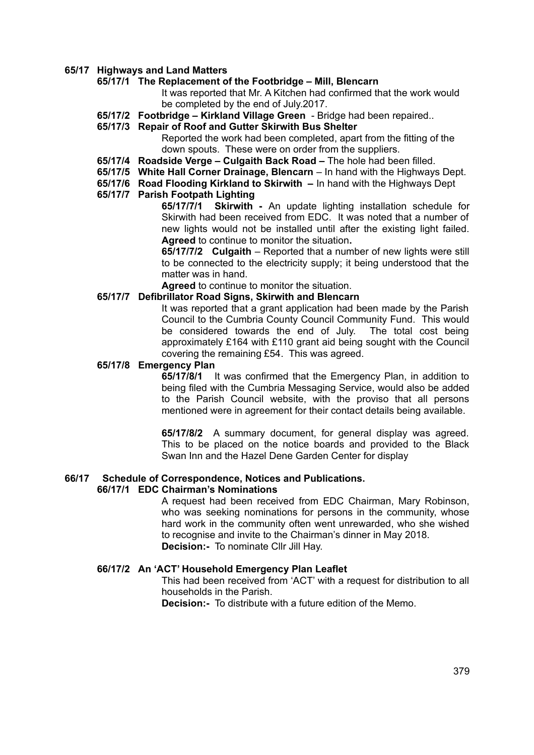**65/17 Highways and Land Matters**

**65/17/1 The Replacement of the Footbridge – Mill, Blencarn**

It was reported that Mr. A Kitchen had confirmed that the work would be completed by the end of July.2017.

**65/17/2 Footbridge – Kirkland Village Green** - Bridge had been repaired..

**65/17/3 Repair of Roof and Gutter Skirwith Bus Shelter**

Reported the work had been completed, apart from the fitting of the down spouts. These were on order from the suppliers.

**65/17/4 Roadside Verge – Culgaith Back Road –** The hole had been filled.

**65/17/5 White Hall Corner Drainage, Blencarn** – In hand with the Highways Dept.

**65/17/6 Road Flooding Kirkland to Skirwith –** In hand with the Highways Dept

**65/17/7 Parish Footpath Lighting**

**65/17/7/1 Skirwith -** An update lighting installation schedule for Skirwith had been received from EDC. It was noted that a number of new lights would not be installed until after the existing light failed. **Agreed** to continue to monitor the situation**.**

**65/17/7/2 Culgaith** – Reported that a number of new lights were still to be connected to the electricity supply; it being understood that the matter was in hand.

**Agreed** to continue to monitor the situation.

**65/17/7 Defibrillator Road Signs, Skirwith and Blencarn**

It was reported that a grant application had been made by the Parish Council to the Cumbria County Council Community Fund. This would be considered towards the end of July. The total cost being approximately £164 with £110 grant aid being sought with the Council covering the remaining £54. This was agreed.

**65/17/8 Emergency Plan**

**65/17/8/1** It was confirmed that the Emergency Plan, in addition to being filed with the Cumbria Messaging Service, would also be added to the Parish Council website, with the proviso that all persons mentioned were in agreement for their contact details being available.

**65/17/8/2** A summary document, for general display was agreed. This to be placed on the notice boards and provided to the Black Swan Inn and the Hazel Dene Garden Center for display

**66/17 Schedule of Correspondence, Notices and Publications.**

**66/17/1 EDC Chairman's Nominations**

A request had been received from EDC Chairman, Mary Robinson, who was seeking nominations for persons in the community, whose hard work in the community often went unrewarded, who she wished to recognise and invite to the Chairman's dinner in May 2018.
**Decision:-** To nominate Cllr Jill Hay.

**66/17/2 An 'ACT' Household Emergency Plan Leaflet**

This had been received from 'ACT' with a request for distribution to all households in the Parish.
**Decision:-** To distribute with a future edition of the Memo.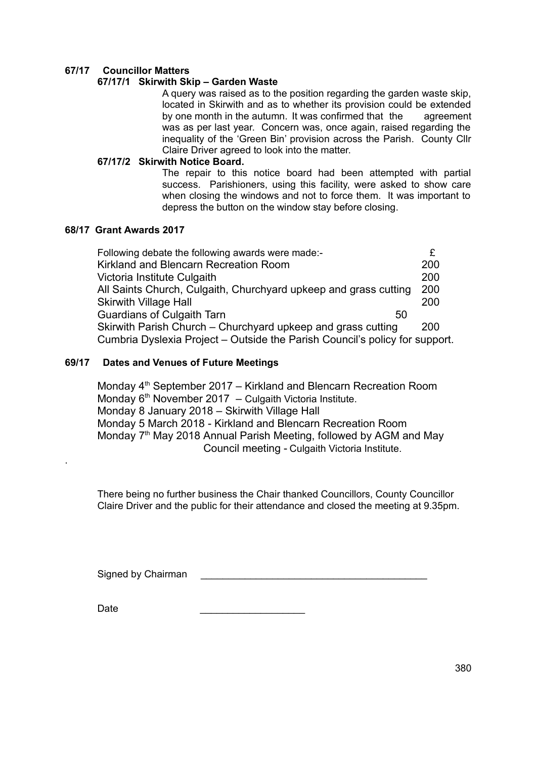**67/17 Councillor Matters**

**67/17/1 Skirwith Skip – Garden Waste**

A query was raised as to the position regarding the garden waste skip, located in Skirwith and as to whether its provision could be extended by one month in the autumn. It was confirmed that the agreement was as per last year. Concern was, once again, raised regarding the inequality of the 'Green Bin' provision across the Parish. County Cllr Claire Driver agreed to look into the matter.

**67/17/2 Skirwith Notice Board.**

The repair to this notice board had been attempted with partial success. Parishioners, using this facility, were asked to show care when closing the windows and not to force them. It was important to depress the button on the window stay before closing.

**68/17 Grant Awards 2017**

| Following debate the following awards were made:- | £ |
|---|---|
| Kirkland and Blencarn Recreation Room | 200 |
| Victoria Institute Culgaith | 200 |
| All Saints Church, Culgaith, Churchyard upkeep and grass cutting | 200 |
| Skirwith Village Hall | 200 |
| Guardians of Culgaith Tarn | 50 |
| Skirwith Parish Church – Churchyard upkeep and grass cutting | 200 |
| Cumbria Dyslexia Project – Outside the Parish Council's policy for support. | |

**69/17 Dates and Venues of Future Meetings**

Monday 4th September 2017 – Kirkland and Blencarn Recreation Room
Monday 6th November 2017 – Culgaith Victoria Institute.
Monday 8 January 2018 – Skirwith Village Hall
Monday 5 March 2018 - Kirkland and Blencarn Recreation Room
Monday 7th May 2018 Annual Parish Meeting, followed by AGM and May Council meeting - Culgaith Victoria Institute.

.

There being no further business the Chair thanked Councillors, County Councillor Claire Driver and the public for their attendance and closed the meeting at 9.35pm.

Signed by Chairman \_\_\_\_\_\_\_\_\_\_\_\_\_\_\_\_\_\_\_\_\_\_\_\_\_\_\_\_\_\_\_\_\_\_\_\_\_\_\_\_\_

Date \_\_\_\_\_\_\_\_\_\_\_\_\_\_\_\_\_\_\_